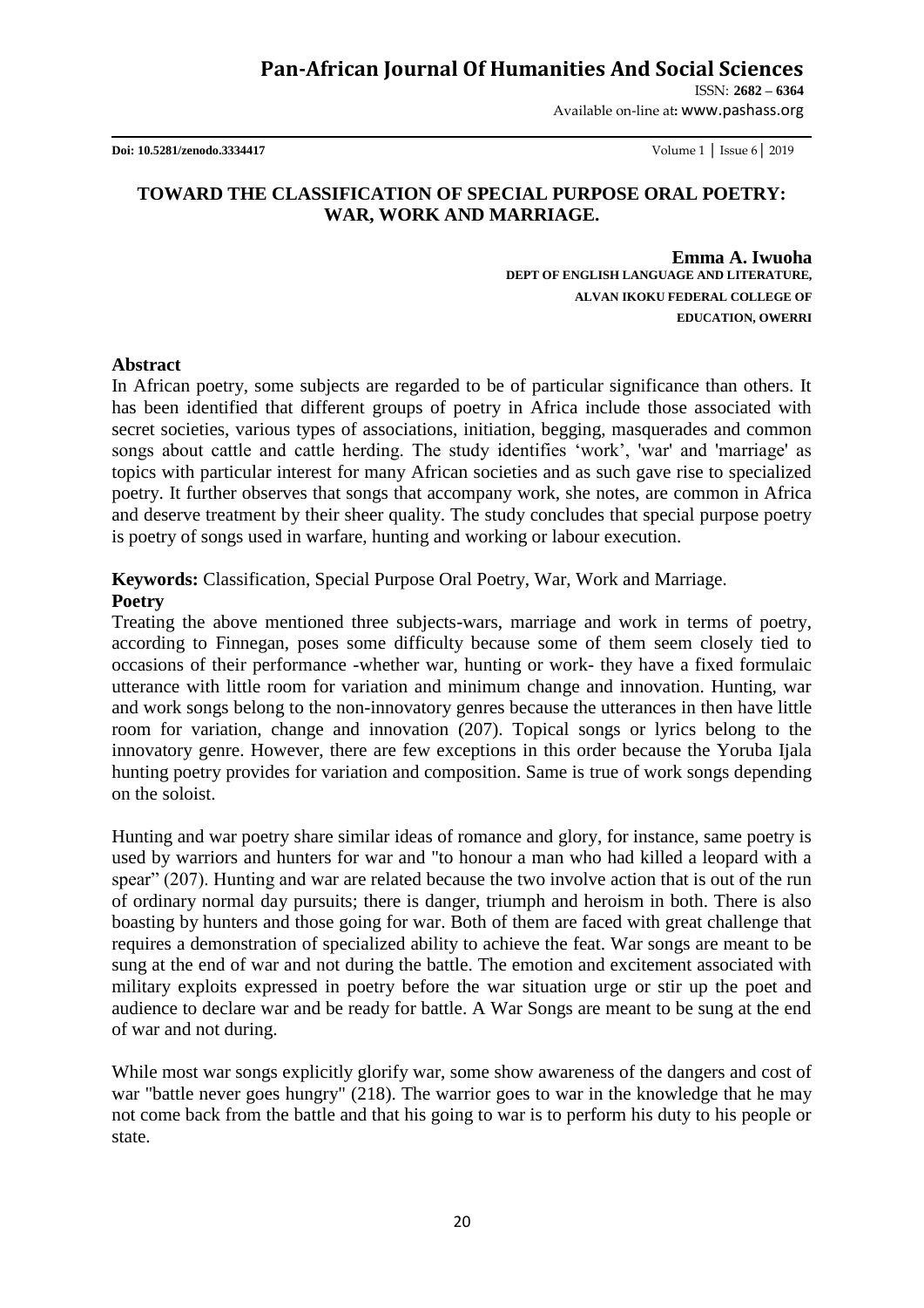# TOWARD THE CLASSIFICATION OF SPECIAL PURPOSE ORAL POETRY: WAR, WORK AND MARRIAGE.

**Emma A. Iwuoha**
**DEPT OF ENGLISH LANGUAGE AND LITERATURE,**
**ALVAN IKOKU FEDERAL COLLEGE OF EDUCATION, OWERRI**

## Abstract

In African poetry, some subjects are regarded to be of particular significance than others. It has been identified that different groups of poetry in Africa include those associated with secret societies, various types of associations, initiation, begging, masquerades and common songs about cattle and cattle herding. The study identifies 'work', 'war' and 'marriage' as topics with particular interest for many African societies and as such gave rise to specialized poetry. It further observes that songs that accompany work, she notes, are common in Africa and deserve treatment by their sheer quality. The study concludes that special purpose poetry is poetry of songs used in warfare, hunting and working or labour execution.

**Keywords:** Classification, Special Purpose Oral Poetry, War, Work and Marriage.

## Poetry

Treating the above mentioned three subjects-wars, marriage and work in terms of poetry, according to Finnegan, poses some difficulty because some of them seem closely tied to occasions of their performance -whether war, hunting or work- they have a fixed formulaic utterance with little room for variation and minimum change and innovation. Hunting, war and work songs belong to the non-innovatory genres because the utterances in then have little room for variation, change and innovation (207). Topical songs or lyrics belong to the innovatory genre. However, there are few exceptions in this order because the Yoruba Ijala hunting poetry provides for variation and composition. Same is true of work songs depending on the soloist.

Hunting and war poetry share similar ideas of romance and glory, for instance, same poetry is used by warriors and hunters for war and "to honour a man who had killed a leopard with a spear" (207). Hunting and war are related because the two involve action that is out of the run of ordinary normal day pursuits; there is danger, triumph and heroism in both. There is also boasting by hunters and those going for war. Both of them are faced with great challenge that requires a demonstration of specialized ability to achieve the feat. War songs are meant to be sung at the end of war and not during the battle. The emotion and excitement associated with military exploits expressed in poetry before the war situation urge or stir up the poet and audience to declare war and be ready for battle. A War Songs are meant to be sung at the end of war and not during.

While most war songs explicitly glorify war, some show awareness of the dangers and cost of war "battle never goes hungry" (218). The warrior goes to war in the knowledge that he may not come back from the battle and that his going to war is to perform his duty to his people or state.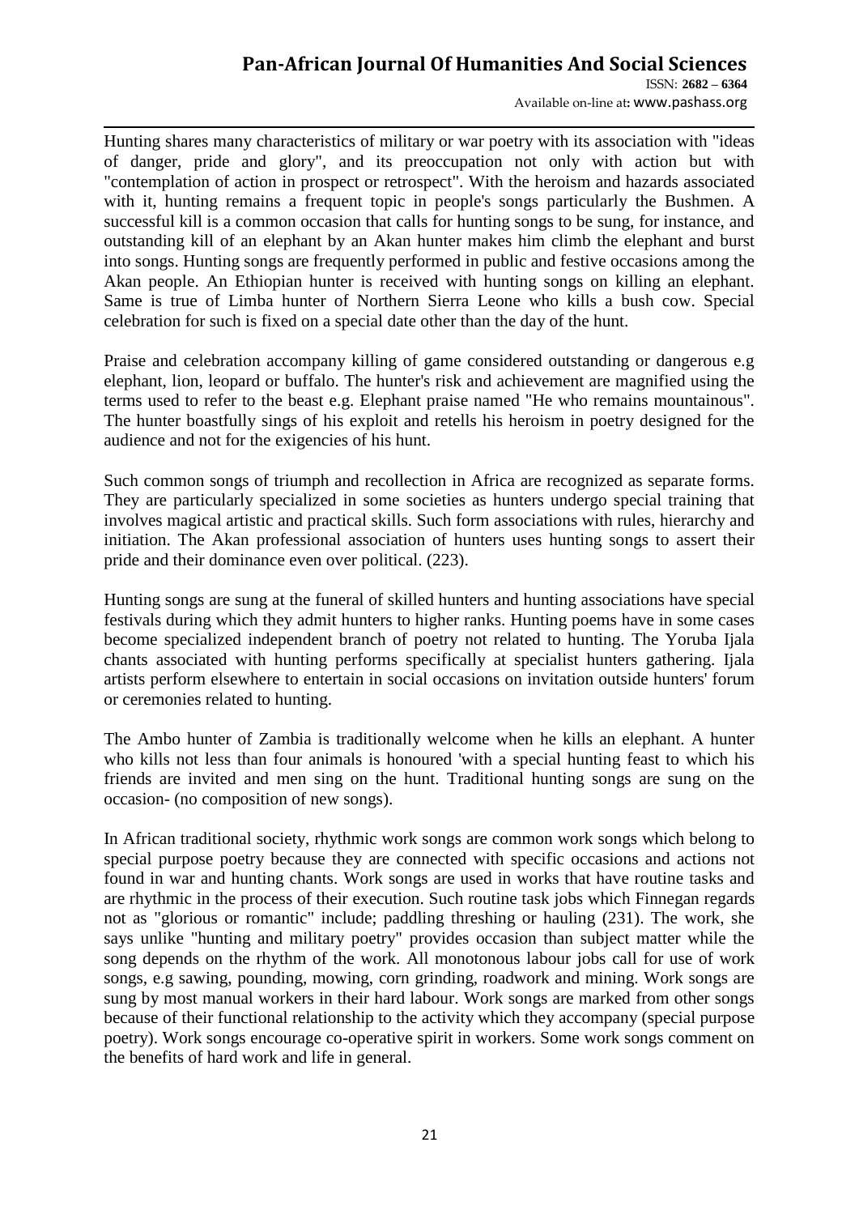Hunting shares many characteristics of military or war poetry with its association with "ideas of danger, pride and glory", and its preoccupation not only with action but with "contemplation of action in prospect or retrospect". With the heroism and hazards associated with it, hunting remains a frequent topic in people's songs particularly the Bushmen. A successful kill is a common occasion that calls for hunting songs to be sung, for instance, and outstanding kill of an elephant by an Akan hunter makes him climb the elephant and burst into songs. Hunting songs are frequently performed in public and festive occasions among the Akan people. An Ethiopian hunter is received with hunting songs on killing an elephant. Same is true of Limba hunter of Northern Sierra Leone who kills a bush cow. Special celebration for such is fixed on a special date other than the day of the hunt.

Praise and celebration accompany killing of game considered outstanding or dangerous e.g elephant, lion, leopard or buffalo. The hunter's risk and achievement are magnified using the terms used to refer to the beast e.g. Elephant praise named "He who remains mountainous". The hunter boastfully sings of his exploit and retells his heroism in poetry designed for the audience and not for the exigencies of his hunt.

Such common songs of triumph and recollection in Africa are recognized as separate forms. They are particularly specialized in some societies as hunters undergo special training that involves magical artistic and practical skills. Such form associations with rules, hierarchy and initiation. The Akan professional association of hunters uses hunting songs to assert their pride and their dominance even over political. (223).

Hunting songs are sung at the funeral of skilled hunters and hunting associations have special festivals during which they admit hunters to higher ranks. Hunting poems have in some cases become specialized independent branch of poetry not related to hunting. The Yoruba Ijala chants associated with hunting performs specifically at specialist hunters gathering. Ijala artists perform elsewhere to entertain in social occasions on invitation outside hunters' forum or ceremonies related to hunting.

The Ambo hunter of Zambia is traditionally welcome when he kills an elephant. A hunter who kills not less than four animals is honoured 'with a special hunting feast to which his friends are invited and men sing on the hunt. Traditional hunting songs are sung on the occasion- (no composition of new songs).

In African traditional society, rhythmic work songs are common work songs which belong to special purpose poetry because they are connected with specific occasions and actions not found in war and hunting chants. Work songs are used in works that have routine tasks and are rhythmic in the process of their execution. Such routine task jobs which Finnegan regards not as "glorious or romantic" include; paddling threshing or hauling (231). The work, she says unlike "hunting and military poetry" provides occasion than subject matter while the song depends on the rhythm of the work. All monotonous labour jobs call for use of work songs, e.g sawing, pounding, mowing, corn grinding, roadwork and mining. Work songs are sung by most manual workers in their hard labour. Work songs are marked from other songs because of their functional relationship to the activity which they accompany (special purpose poetry). Work songs encourage co-operative spirit in workers. Some work songs comment on the benefits of hard work and life in general.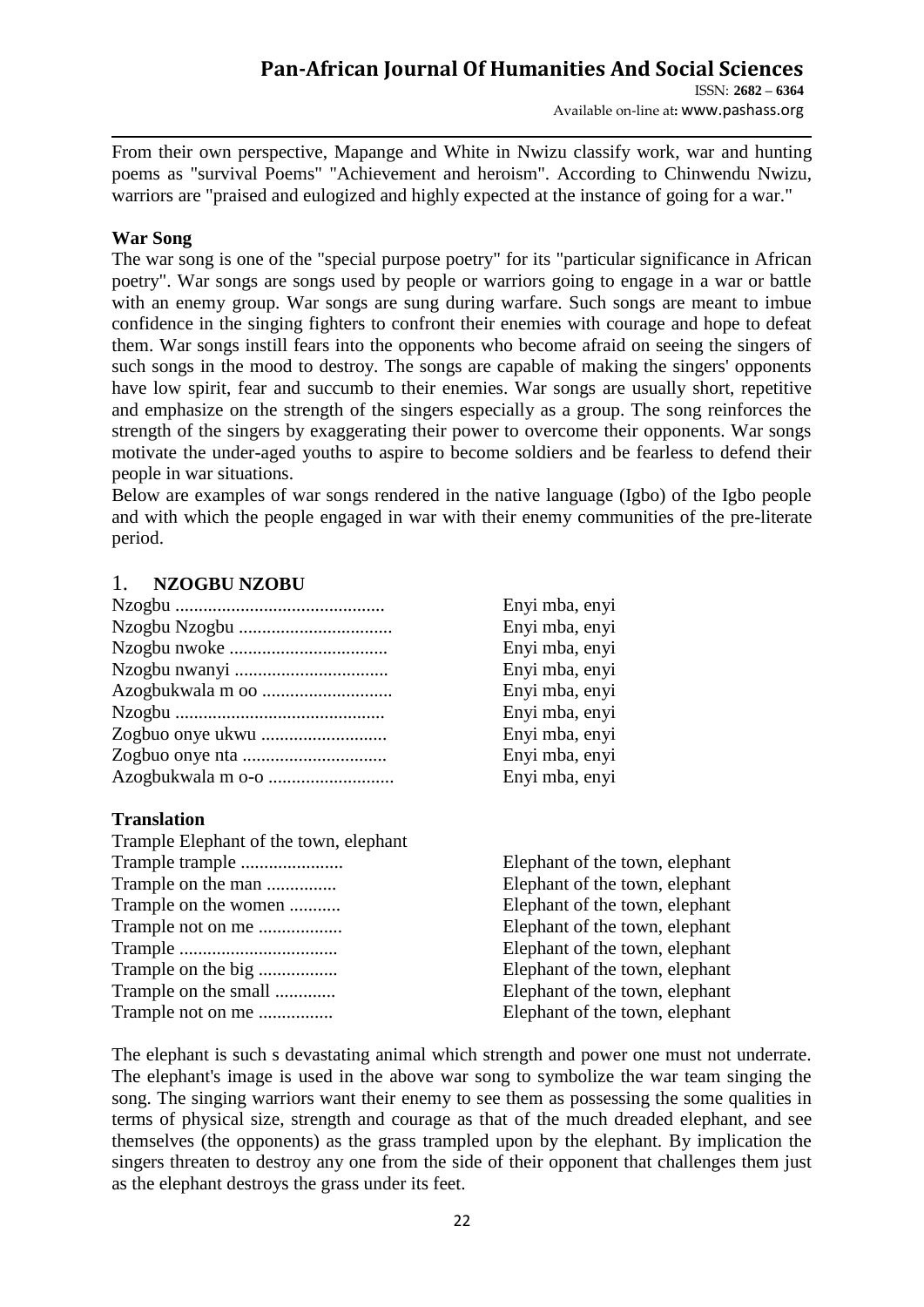From their own perspective, Mapange and White in Nwizu classify work, war and hunting poems as "survival Poems" "Achievement and heroism". According to Chinwendu Nwizu, warriors are "praised and eulogized and highly expected at the instance of going for a war."

**War Song**

The war song is one of the "special purpose poetry" for its "particular significance in African poetry". War songs are songs used by people or warriors going to engage in a war or battle with an enemy group. War songs are sung during warfare. Such songs are meant to imbue confidence in the singing fighters to confront their enemies with courage and hope to defeat them. War songs instill fears into the opponents who become afraid on seeing the singers of such songs in the mood to destroy. The songs are capable of making the singers' opponents have low spirit, fear and succumb to their enemies. War songs are usually short, repetitive and emphasize on the strength of the singers especially as a group. The song reinforces the strength of the singers by exaggerating their power to overcome their opponents. War songs motivate the under-aged youths to aspire to become soldiers and be fearless to defend their people in war situations.

Below are examples of war songs rendered in the native language (Igbo) of the Igbo people and with which the people engaged in war with their enemy communities of the pre-literate period.

1. **NZOGBU NZOBU**

Nzogbu ............................................ Enyi mba, enyi
Nzogbu Nzogbu ................................ Enyi mba, enyi
Nzogbu nwoke ................................. Enyi mba, enyi
Nzogbu nwanyi ................................ Enyi mba, enyi
Azogbukwala m oo ........................... Enyi mba, enyi
Nzogbu ............................................ Enyi mba, enyi
Zogbuo onye ukwu .......................... Enyi mba, enyi
Zogbuo onye nta .............................. Enyi mba, enyi
Azogbukwala m o-o .......................... Enyi mba, enyi

**Translation**

Trample Elephant of the town, elephant
Trample trample ...................... Elephant of the town, elephant
Trample on the man ............... Elephant of the town, elephant
Trample on the women ........... Elephant of the town, elephant
Trample not on me .................. Elephant of the town, elephant
Trample .................................. Elephant of the town, elephant
Trample on the big ................. Elephant of the town, elephant
Trample on the small ............. Elephant of the town, elephant
Trample not on me ................ Elephant of the town, elephant

The elephant is such s devastating animal which strength and power one must not underrate. The elephant's image is used in the above war song to symbolize the war team singing the song. The singing warriors want their enemy to see them as possessing the some qualities in terms of physical size, strength and courage as that of the much dreaded elephant, and see themselves (the opponents) as the grass trampled upon by the elephant. By implication the singers threaten to destroy any one from the side of their opponent that challenges them just as the elephant destroys the grass under its feet.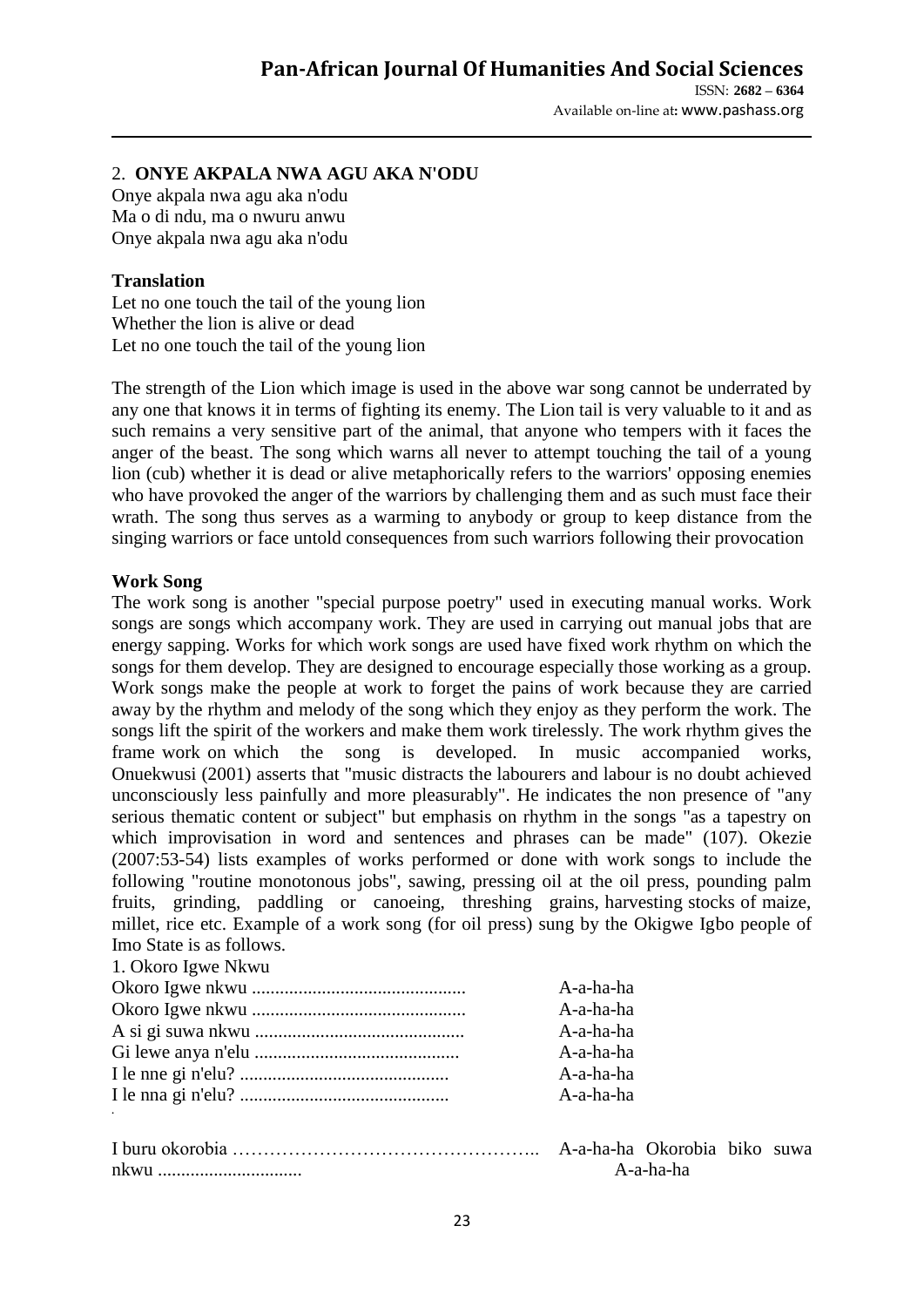2. **ONYE AKPALA NWA AGU AKA N'ODU**

Onye akpala nwa agu aka n'odu
Ma o di ndu, ma o nwuru anwu
Onye akpala nwa agu aka n'odu

**Translation**

Let no one touch the tail of the young lion
Whether the lion is alive or dead
Let no one touch the tail of the young lion

The strength of the Lion which image is used in the above war song cannot be underrated by any one that knows it in terms of fighting its enemy. The Lion tail is very valuable to it and as such remains a very sensitive part of the animal, that anyone who tempers with it faces the anger of the beast. The song which warns all never to attempt touching the tail of a young lion (cub) whether it is dead or alive metaphorically refers to the warriors' opposing enemies who have provoked the anger of the warriors by challenging them and as such must face their wrath. The song thus serves as a warming to anybody or group to keep distance from the singing warriors or face untold consequences from such warriors following their provocation

**Work Song**

The work song is another "special purpose poetry" used in executing manual works. Work songs are songs which accompany work. They are used in carrying out manual jobs that are energy sapping. Works for which work songs are used have fixed work rhythm on which the songs for them develop. They are designed to encourage especially those working as a group. Work songs make the people at work to forget the pains of work because they are carried away by the rhythm and melody of the song which they enjoy as they perform the work. The songs lift the spirit of the workers and make them work tirelessly. The work rhythm gives the frame work on which the song is developed. In music accompanied works, Onuekwusi (2001) asserts that "music distracts the labourers and labour is no doubt achieved unconsciously less painfully and more pleasurably". He indicates the non presence of "any serious thematic content or subject" but emphasis on rhythm in the songs "as a tapestry on which improvisation in word and sentences and phrases can be made" (107). Okezie (2007:53-54) lists examples of works performed or done with work songs to include the following "routine monotonous jobs", sawing, pressing oil at the oil press, pounding palm fruits, grinding, paddling or canoeing, threshing grains, harvesting stocks of maize, millet, rice etc. Example of a work song (for oil press) sung by the Okigwe Igbo people of Imo State is as follows.

1. Okoro Igwe Nkwu

Okoro Igwe nkwu .............................................. A-a-ha-ha
Okoro Igwe nkwu .............................................. A-a-ha-ha
A si gi suwa nkwu ............................................. A-a-ha-ha
Gi lewe anya n'elu ............................................ A-a-ha-ha
I le nne gi n'elu? ............................................. A-a-ha-ha
I le nna gi n'elu? ............................................. A-a-ha-ha

I buru okorobia ………………………………………….. A-a-ha-ha Okorobia biko suwa nkwu ............................... A-a-ha-ha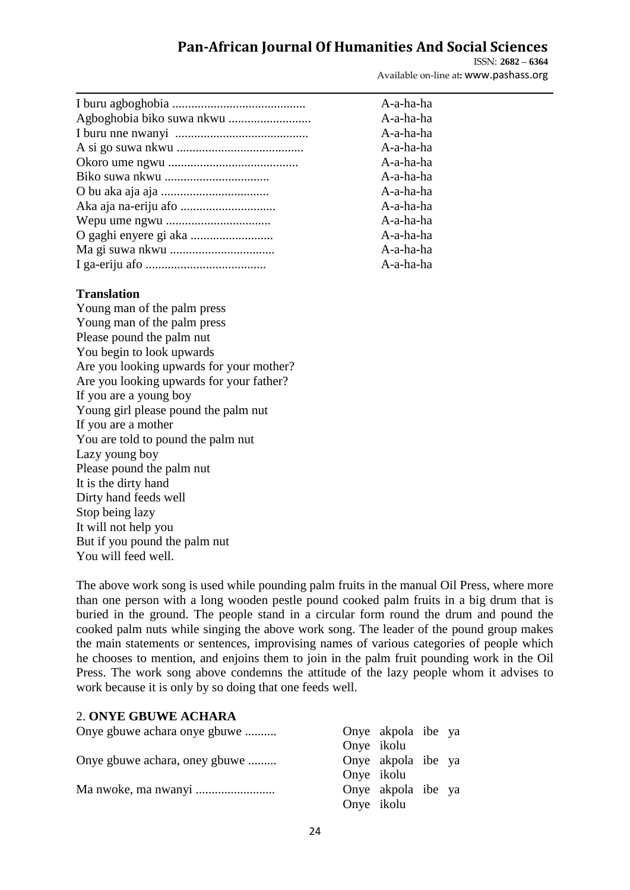| | |
|---|---|
| I buru agboghobia .......................................... | A-a-ha-ha |
| Agboghobia biko suwa nkwu .......................... | A-a-ha-ha |
| I buru nne nwanyi .......................................... | A-a-ha-ha |
| A si go suwa nkwu ........................................ | A-a-ha-ha |
| Okoro ume ngwu ......................................... | A-a-ha-ha |
| Biko suwa nkwu ................................. | A-a-ha-ha |
| O bu aka aja aja .................................. | A-a-ha-ha |
| Aka aja na-eriju afo .............................. | A-a-ha-ha |
| Wepu ume ngwu ................................. | A-a-ha-ha |
| O gaghi enyere gi aka .......................... | A-a-ha-ha |
| Ma gi suwa nkwu ................................. | A-a-ha-ha |
| I ga-eriju afo ...................................... | A-a-ha-ha |

**Translation**

Young man of the palm press
Young man of the palm press
Please pound the palm nut
You begin to look upwards
Are you looking upwards for your mother?
Are you looking upwards for your father?
If you are a young boy
Young girl please pound the palm nut
If you are a mother
You are told to pound the palm nut
Lazy young boy
Please pound the palm nut
It is the dirty hand
Dirty hand feeds well
Stop being lazy
It will not help you
But if you pound the palm nut
You will feed well.

The above work song is used while pounding palm fruits in the manual Oil Press, where more than one person with a long wooden pestle pound cooked palm fruits in a big drum that is buried in the ground. The people stand in a circular form round the drum and pound the cooked palm nuts while singing the above work song. The leader of the pound group makes the main statements or sentences, improvising names of various categories of people which he chooses to mention, and enjoins them to join in the palm fruit pounding work in the Oil Press. The work song above condemns the attitude of the lazy people whom it advises to work because it is only by so doing that one feeds well.

2. **ONYE GBUWE ACHARA**

| | |
|---|---|
| Onye gbuwe achara onye gbuwe .......... | Onye akpola ibe ya Onye ikolu |
| Onye gbuwe achara, oney gbuwe ......... | Onye akpola ibe ya Onye ikolu |
| Ma nwoke, ma nwanyi ......................... | Onye akpola ibe ya Onye ikolu |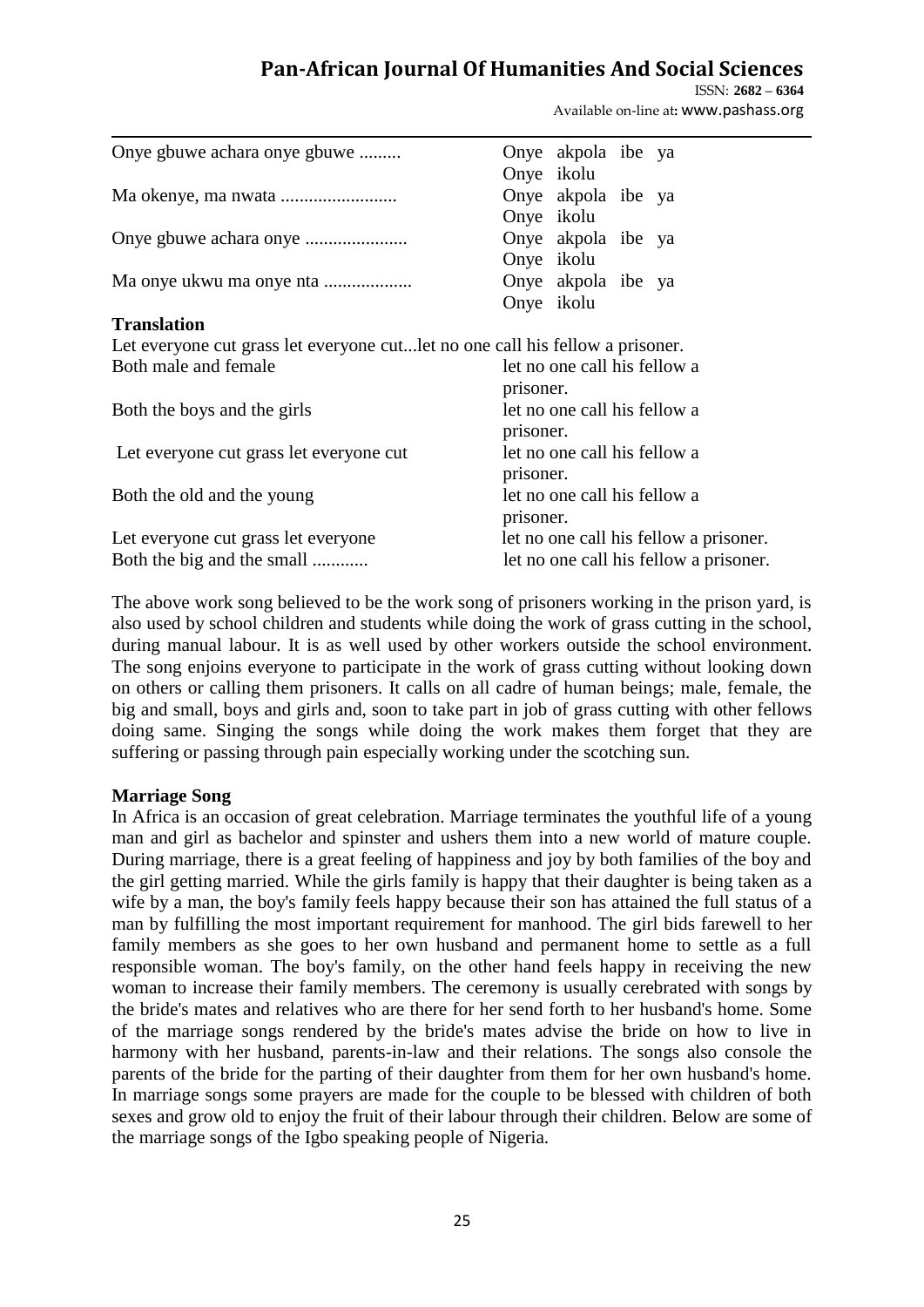| | |
|---|---|
| Onye gbuwe achara onye gbuwe ......... | Onye akpola ibe ya Onye ikolu |
| Ma okenye, ma nwata ......................... | Onye akpola ibe ya Onye ikolu |
| Onye gbuwe achara onye ...................... | Onye akpola ibe ya Onye ikolu |
| Ma onye ukwu ma onye nta ................... | Onye akpola ibe ya Onye ikolu |

**Translation**

Let everyone cut grass let everyone cut...let no one call his fellow a prisoner.

| | |
|---|---|
| Both male and female | let no one call his fellow a prisoner. |
| Both the boys and the girls | let no one call his fellow a prisoner. |
| Let everyone cut grass let everyone cut | let no one call his fellow a prisoner. |
| Both the old and the young | let no one call his fellow a prisoner. |
| Let everyone cut grass let everyone | let no one call his fellow a prisoner. |
| Both the big and the small ............ | let no one call his fellow a prisoner. |

The above work song believed to be the work song of prisoners working in the prison yard, is also used by school children and students while doing the work of grass cutting in the school, during manual labour. It is as well used by other workers outside the school environment. The song enjoins everyone to participate in the work of grass cutting without looking down on others or calling them prisoners. It calls on all cadre of human beings; male, female, the big and small, boys and girls and, soon to take part in job of grass cutting with other fellows doing same. Singing the songs while doing the work makes them forget that they are suffering or passing through pain especially working under the scotching sun.

**Marriage Song**

In Africa is an occasion of great celebration. Marriage terminates the youthful life of a young man and girl as bachelor and spinster and ushers them into a new world of mature couple. During marriage, there is a great feeling of happiness and joy by both families of the boy and the girl getting married. While the girls family is happy that their daughter is being taken as a wife by a man, the boy's family feels happy because their son has attained the full status of a man by fulfilling the most important requirement for manhood. The girl bids farewell to her family members as she goes to her own husband and permanent home to settle as a full responsible woman. The boy's family, on the other hand feels happy in receiving the new woman to increase their family members. The ceremony is usually cerebrated with songs by the bride's mates and relatives who are there for her send forth to her husband's home. Some of the marriage songs rendered by the bride's mates advise the bride on how to live in harmony with her husband, parents-in-law and their relations. The songs also console the parents of the bride for the parting of their daughter from them for her own husband's home. In marriage songs some prayers are made for the couple to be blessed with children of both sexes and grow old to enjoy the fruit of their labour through their children. Below are some of the marriage songs of the Igbo speaking people of Nigeria.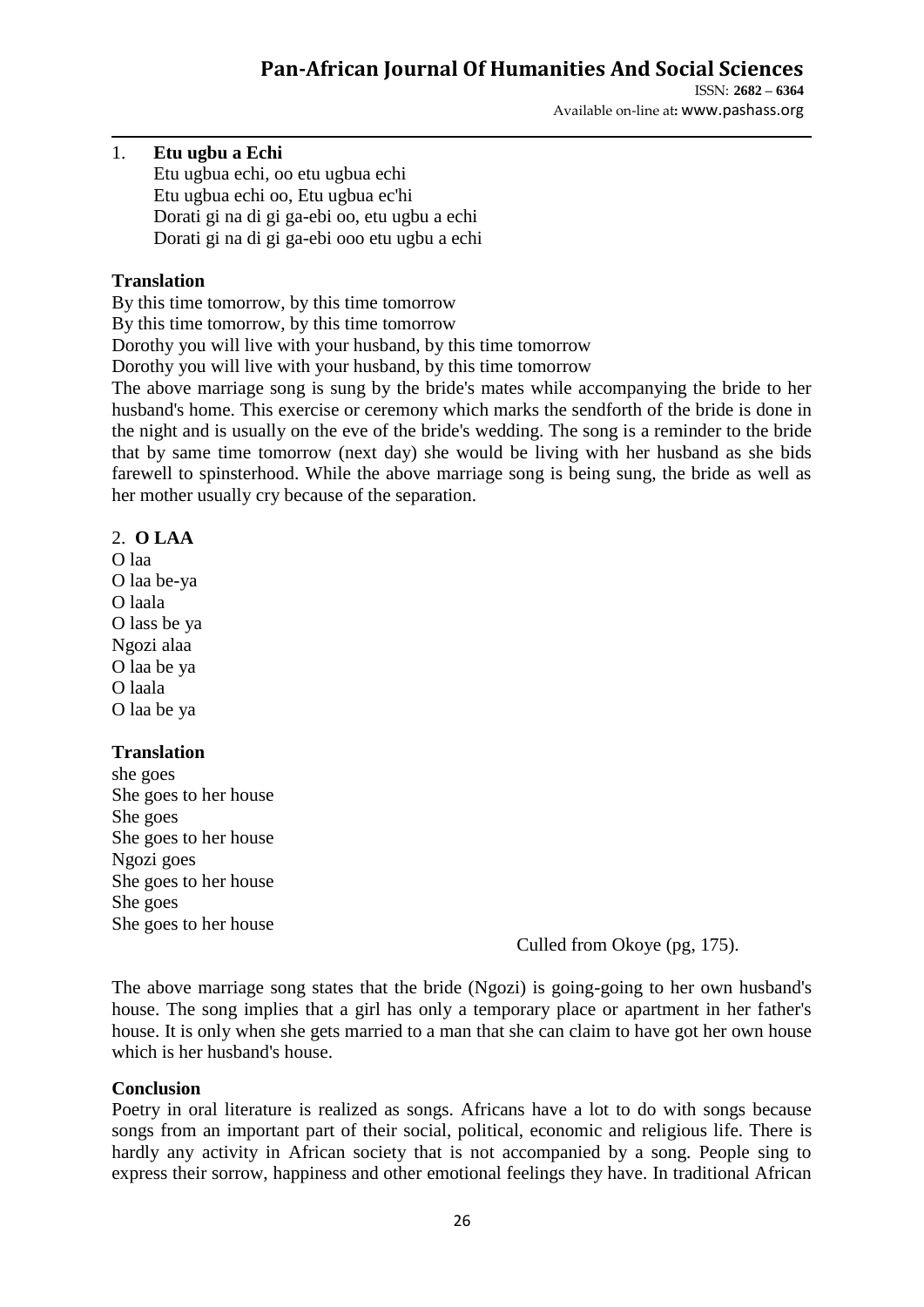1. **Etu ugbu a Echi**

   Etu ugbua echi, oo etu ugbua echi
   Etu ugbua echi oo, Etu ugbua ec'hi
   Dorati gi na di gi ga-ebi oo, etu ugbu a echi
   Dorati gi na di gi ga-ebi ooo etu ugbu a echi

**Translation**

By this time tomorrow, by this time tomorrow
By this time tomorrow, by this time tomorrow
Dorothy you will live with your husband, by this time tomorrow
Dorothy you will live with your husband, by this time tomorrow

The above marriage song is sung by the bride's mates while accompanying the bride to her husband's home. This exercise or ceremony which marks the sendforth of the bride is done in the night and is usually on the eve of the bride's wedding. The song is a reminder to the bride that by same time tomorrow (next day) she would be living with her husband as she bids farewell to spinsterhood. While the above marriage song is being sung, the bride as well as her mother usually cry because of the separation.

2. **O LAA**

O laa
O laa be-ya
O laala
O lass be ya
Ngozi alaa
O laa be ya
O laala
O laa be ya

**Translation**

she goes
She goes to her house
She goes
She goes to her house
Ngozi goes
She goes to her house
She goes
She goes to her house

Culled from Okoye (pg, 175).

The above marriage song states that the bride (Ngozi) is going-going to her own husband's house. The song implies that a girl has only a temporary place or apartment in her father's house. It is only when she gets married to a man that she can claim to have got her own house which is her husband's house.

**Conclusion**

Poetry in oral literature is realized as songs. Africans have a lot to do with songs because songs from an important part of their social, political, economic and religious life. There is hardly any activity in African society that is not accompanied by a song. People sing to express their sorrow, happiness and other emotional feelings they have. In traditional African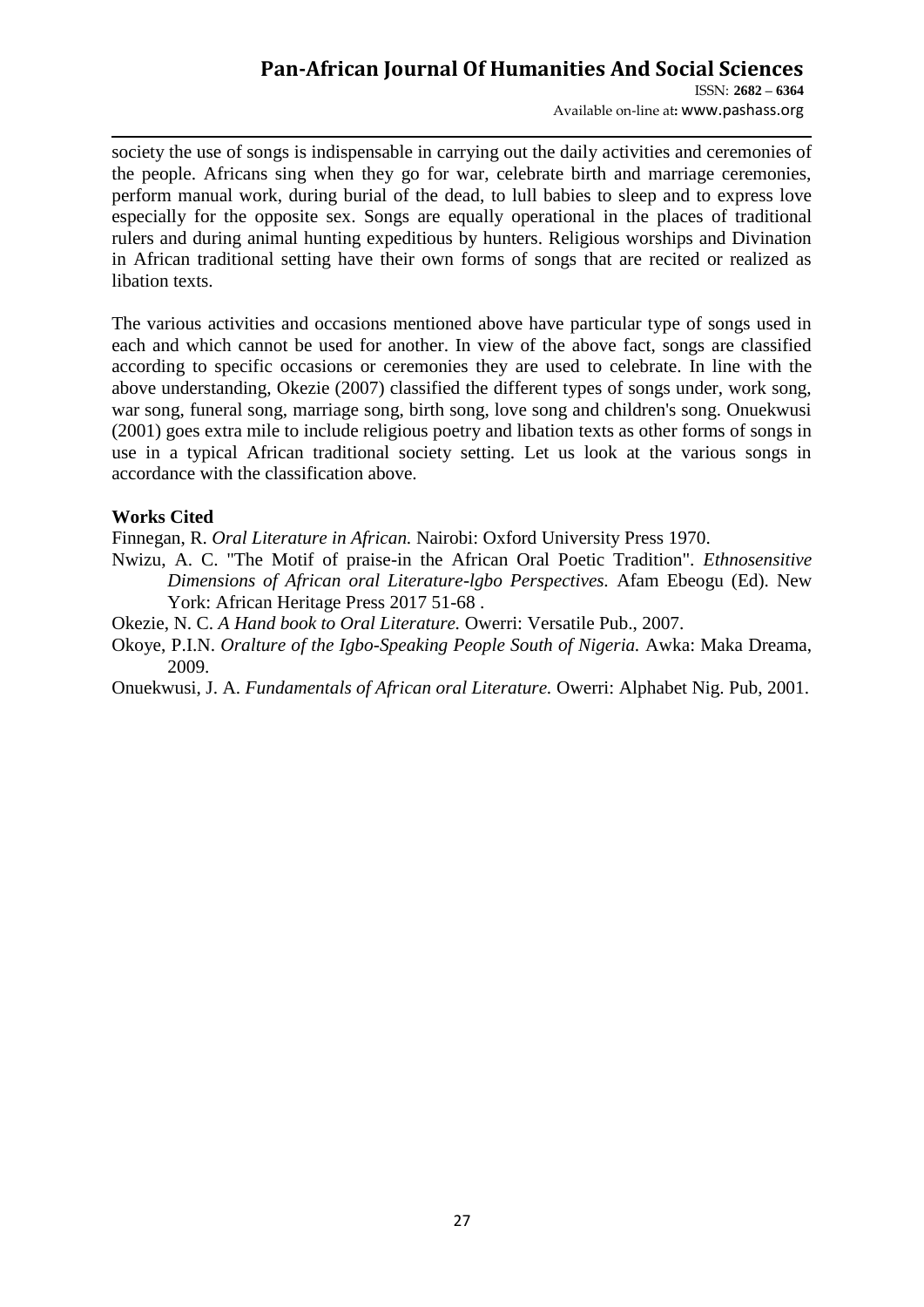society the use of songs is indispensable in carrying out the daily activities and ceremonies of the people. Africans sing when they go for war, celebrate birth and marriage ceremonies, perform manual work, during burial of the dead, to lull babies to sleep and to express love especially for the opposite sex. Songs are equally operational in the places of traditional rulers and during animal hunting expeditious by hunters. Religious worships and Divination in African traditional setting have their own forms of songs that are recited or realized as libation texts.

The various activities and occasions mentioned above have particular type of songs used in each and which cannot be used for another. In view of the above fact, songs are classified according to specific occasions or ceremonies they are used to celebrate. In line with the above understanding, Okezie (2007) classified the different types of songs under, work song, war song, funeral song, marriage song, birth song, love song and children's song. Onuekwusi (2001) goes extra mile to include religious poetry and libation texts as other forms of songs in use in a typical African traditional society setting. Let us look at the various songs in accordance with the classification above.

**Works Cited**

Finnegan, R. *Oral Literature in African.* Nairobi: Oxford University Press 1970.

Nwizu, A. C. "The Motif of praise-in the African Oral Poetic Tradition". *Ethnosensitive Dimensions of African oral Literature-lgbo Perspectives.* Afam Ebeogu (Ed). New York: African Heritage Press 2017 51-68 .

Okezie, N. C. *A Hand book to Oral Literature.* Owerri: Versatile Pub., 2007.

Okoye, P.I.N. *Oralture of the Igbo-Speaking People South of Nigeria.* Awka: Maka Dreama, 2009.

Onuekwusi, J. A. *Fundamentals of African oral Literature.* Owerri: Alphabet Nig. Pub, 2001.